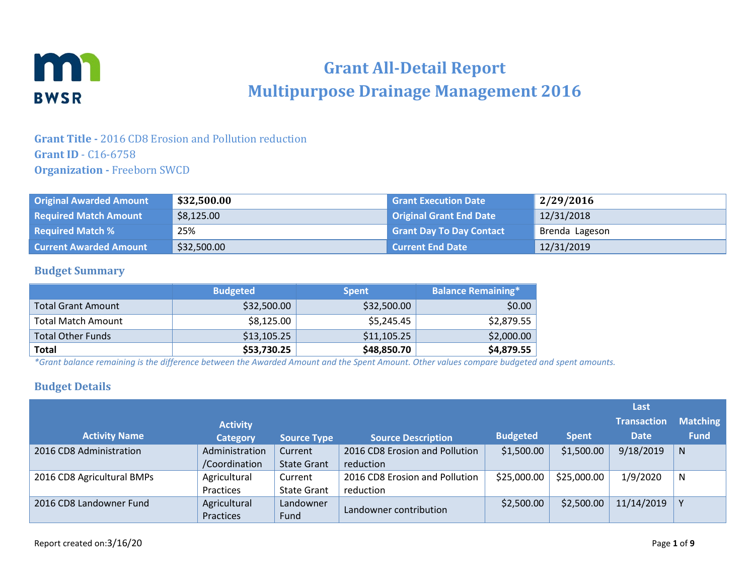# Grant All-Detail Report
# Multipurpose Drainage Management 2016

**Grant Title -** 2016 CD8 Erosion and Pollution reduction
**Grant ID** - C16-6758
**Organization -** Freeborn SWCD

| Original Awarded Amount | **$32,500.00** | Grant Execution Date | **2/29/2016** |
|---|---|---|---|
| Required Match Amount | $8,125.00 | Original Grant End Date | 12/31/2018 |
| Required Match % | 25% | Grant Day To Day Contact | Brenda Lageson |
| Current Awarded Amount | $32,500.00 | Current End Date | 12/31/2019 |

## Budget Summary

| | Budgeted | Spent | Balance Remaining* |
|---|---|---|---|
| Total Grant Amount | $32,500.00 | $32,500.00 | $0.00 |
| Total Match Amount | $8,125.00 | $5,245.45 | $2,879.55 |
| Total Other Funds | $13,105.25 | $11,105.25 | $2,000.00 |
| **Total** | **$53,730.25** | **$48,850.70** | **$4,879.55** |

*\*Grant balance remaining is the difference between the Awarded Amount and the Spent Amount. Other values compare budgeted and spent amounts.*

## Budget Details

| Activity Name | Activity Category | Source Type | Source Description | Budgeted | Spent | Last Transaction Date | Matching Fund |
|---|---|---|---|---|---|---|---|
| 2016 CD8 Administration | Administration /Coordination | Current State Grant | 2016 CD8 Erosion and Pollution reduction | $1,500.00 | $1,500.00 | 9/18/2019 | N |
| 2016 CD8 Agricultural BMPs | Agricultural Practices | Current State Grant | 2016 CD8 Erosion and Pollution reduction | $25,000.00 | $25,000.00 | 1/9/2020 | N |
| 2016 CD8 Landowner Fund | Agricultural Practices | Landowner Fund | Landowner contribution | $2,500.00 | $2,500.00 | 11/14/2019 | Y |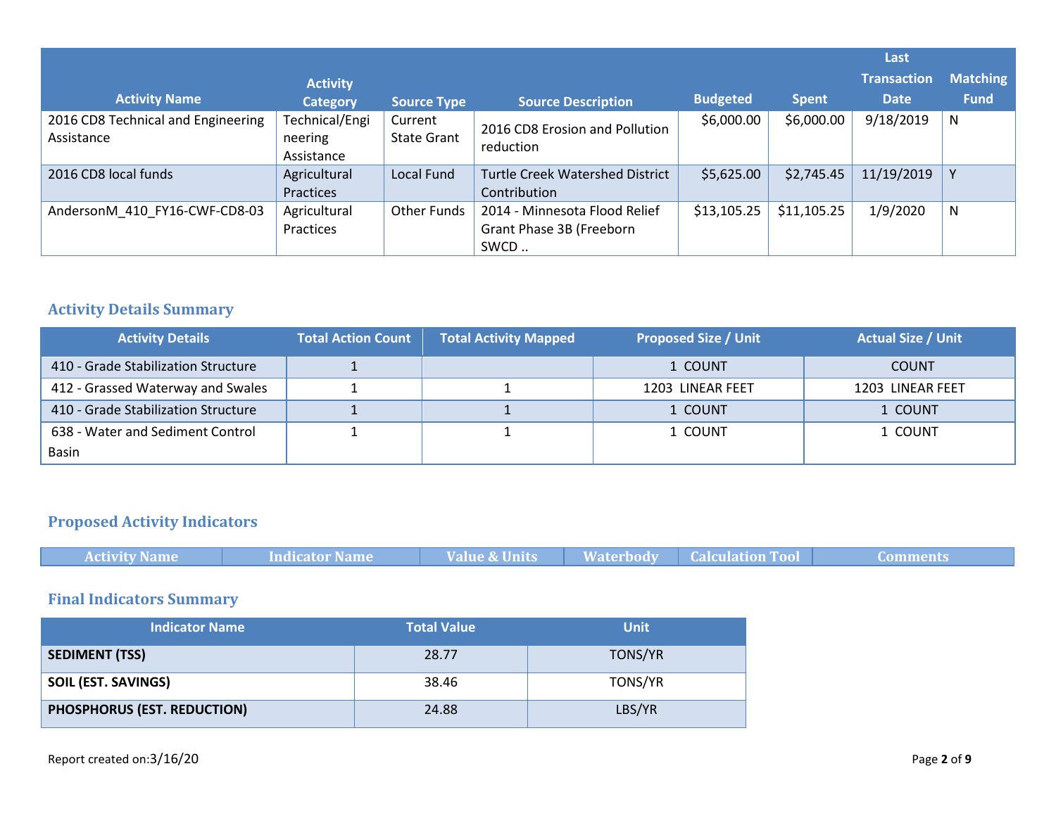| Activity Name | Activity Category | Source Type | Source Description | Budgeted | Spent | Last Transaction Date | Matching Fund |
|---|---|---|---|---|---|---|---|
| 2016 CD8 Technical and Engineering Assistance | Technical/Engineering Assistance | Current State Grant | 2016 CD8 Erosion and Pollution reduction | $6,000.00 | $6,000.00 | 9/18/2019 | N |
| 2016 CD8 local funds | Agricultural Practices | Local Fund | Turtle Creek Watershed District Contribution | $5,625.00 | $2,745.45 | 11/19/2019 | Y |
| AndersonM_410_FY16-CWF-CD8-03 | Agricultural Practices | Other Funds | 2014 - Minnesota Flood Relief Grant Phase 3B (Freeborn SWCD .. | $13,105.25 | $11,105.25 | 1/9/2020 | N |

## Activity Details Summary

| Activity Details | Total Action Count | Total Activity Mapped | Proposed Size / Unit | Actual Size / Unit |
|---|---|---|---|---|
| 410 - Grade Stabilization Structure | 1 | | 1 COUNT | COUNT |
| 412 - Grassed Waterway and Swales | 1 | 1 | 1203 LINEAR FEET | 1203 LINEAR FEET |
| 410 - Grade Stabilization Structure | 1 | 1 | 1 COUNT | 1 COUNT |
| 638 - Water and Sediment Control Basin | 1 | 1 | 1 COUNT | 1 COUNT |

## Proposed Activity Indicators

| Activity Name | Indicator Name | Value & Units | Waterbody | Calculation Tool | Comments |
|---|---|---|---|---|---|

## Final Indicators Summary

| Indicator Name | Total Value | Unit |
|---|---|---|
| **SEDIMENT (TSS)** | 28.77 | TONS/YR |
| **SOIL (EST. SAVINGS)** | 38.46 | TONS/YR |
| **PHOSPHORUS (EST. REDUCTION)** | 24.88 | LBS/YR |

Report created on:3/16/20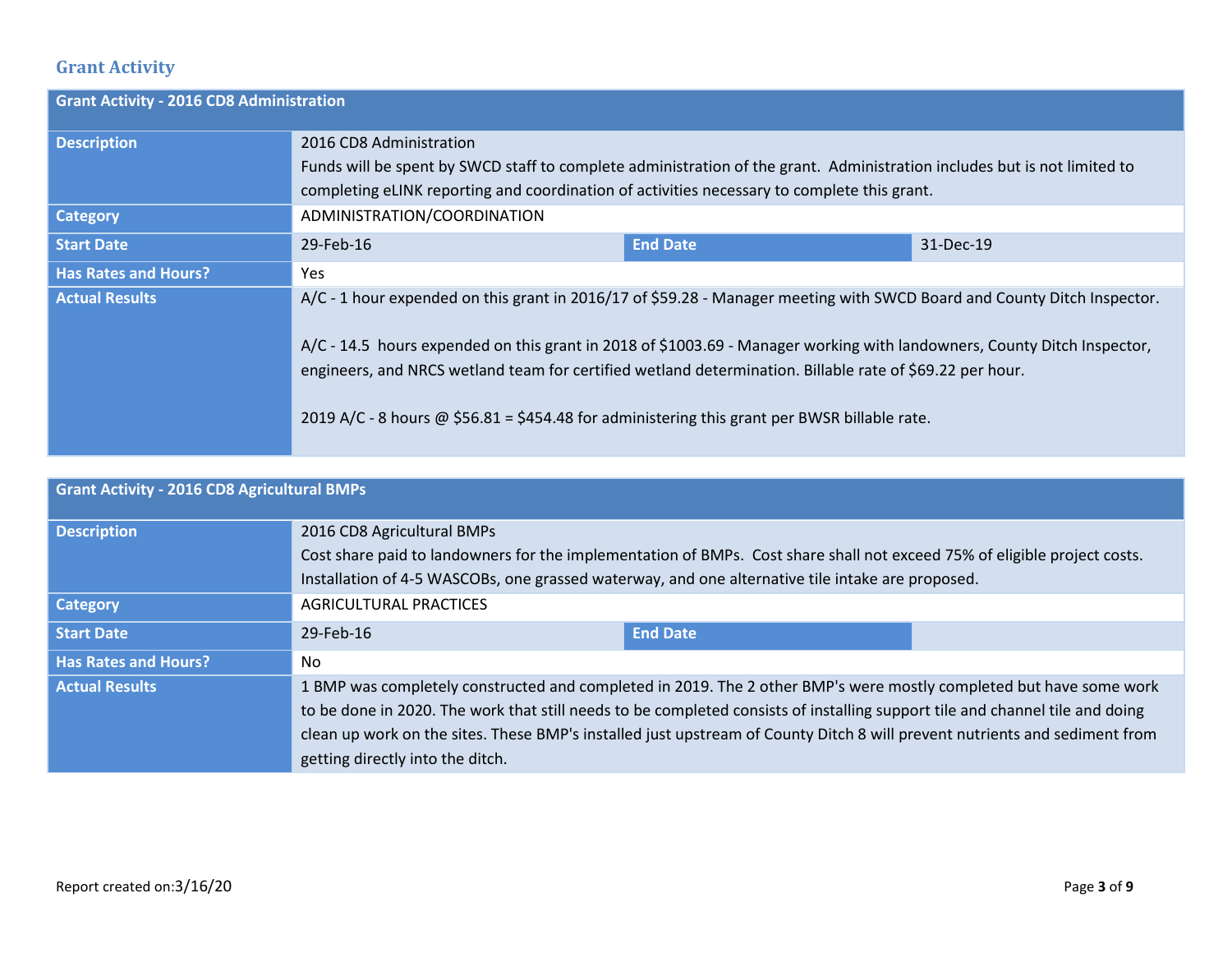## Grant Activity

| Grant Activity - 2016 CD8 Administration | | | |
|---|---|---|---|
| **Description** | 2016 CD8 Administration<br>Funds will be spent by SWCD staff to complete administration of the grant. Administration includes but is not limited to completing eLINK reporting and coordination of activities necessary to complete this grant. | | |
| **Category** | ADMINISTRATION/COORDINATION | | |
| **Start Date** | 29-Feb-16 | **End Date** | 31-Dec-19 |
| **Has Rates and Hours?** | Yes | | |
| **Actual Results** | A/C - 1 hour expended on this grant in 2016/17 of $59.28 - Manager meeting with SWCD Board and County Ditch Inspector.<br><br>A/C - 14.5 hours expended on this grant in 2018 of $1003.69 - Manager working with landowners, County Ditch Inspector, engineers, and NRCS wetland team for certified wetland determination. Billable rate of $69.22 per hour.<br><br>2019 A/C - 8 hours @ $56.81 = $454.48 for administering this grant per BWSR billable rate. | | |

| Grant Activity - 2016 CD8 Agricultural BMPs | | | |
|---|---|---|---|
| **Description** | 2016 CD8 Agricultural BMPs<br>Cost share paid to landowners for the implementation of BMPs. Cost share shall not exceed 75% of eligible project costs. Installation of 4-5 WASCOBs, one grassed waterway, and one alternative tile intake are proposed. | | |
| **Category** | AGRICULTURAL PRACTICES | | |
| **Start Date** | 29-Feb-16 | **End Date** | |
| **Has Rates and Hours?** | No | | |
| **Actual Results** | 1 BMP was completely constructed and completed in 2019. The 2 other BMP's were mostly completed but have some work to be done in 2020. The work that still needs to be completed consists of installing support tile and channel tile and doing clean up work on the sites. These BMP's installed just upstream of County Ditch 8 will prevent nutrients and sediment from getting directly into the ditch. | | |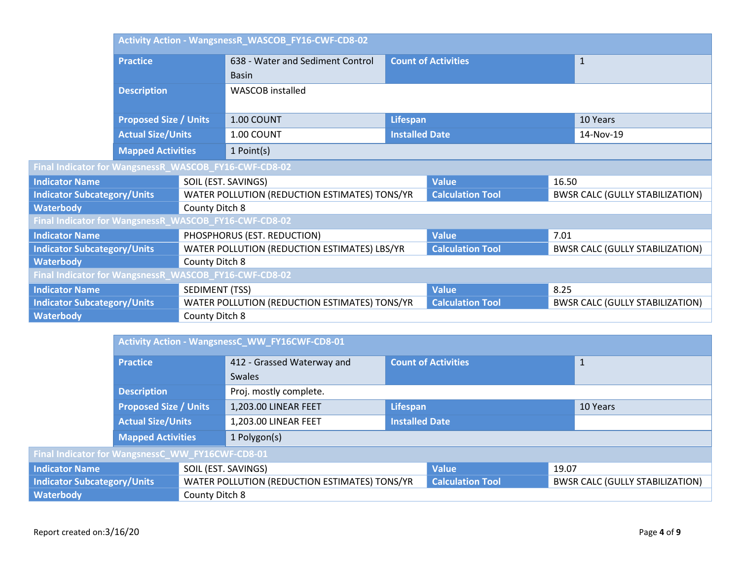| Activity Action - WangsnessR_WASCOB_FY16-CWF-CD8-02 | | | |
|---|---|---|---|
| Practice | 638 - Water and Sediment Control Basin | Count of Activities | 1 |
| Description | WASCOB installed | | |
| Proposed Size / Units | 1.00 COUNT | Lifespan | 10 Years |
| Actual Size/Units | 1.00 COUNT | Installed Date | 14-Nov-19 |
| Mapped Activities | 1 Point(s) | | |

| Final Indicator for WangsnessR_WASCOB_FY16-CWF-CD8-02 | | | |
|---|---|---|---|
| Indicator Name | SOIL (EST. SAVINGS) | Value | 16.50 |
| Indicator Subcategory/Units | WATER POLLUTION (REDUCTION ESTIMATES) TONS/YR | Calculation Tool | BWSR CALC (GULLY STABILIZATION) |
| Waterbody | County Ditch 8 | | |

| Final Indicator for WangsnessR_WASCOB_FY16-CWF-CD8-02 | | | |
|---|---|---|---|
| Indicator Name | PHOSPHORUS (EST. REDUCTION) | Value | 7.01 |
| Indicator Subcategory/Units | WATER POLLUTION (REDUCTION ESTIMATES) LBS/YR | Calculation Tool | BWSR CALC (GULLY STABILIZATION) |
| Waterbody | County Ditch 8 | | |

| Final Indicator for WangsnessR_WASCOB_FY16-CWF-CD8-02 | | | |
|---|---|---|---|
| Indicator Name | SEDIMENT (TSS) | Value | 8.25 |
| Indicator Subcategory/Units | WATER POLLUTION (REDUCTION ESTIMATES) TONS/YR | Calculation Tool | BWSR CALC (GULLY STABILIZATION) |
| Waterbody | County Ditch 8 | | |

| Activity Action - WangsnessC_WW_FY16CWF-CD8-01 | | | |
|---|---|---|---|
| Practice | 412 - Grassed Waterway and Swales | Count of Activities | 1 |
| Description | Proj. mostly complete. | | |
| Proposed Size / Units | 1,203.00 LINEAR FEET | Lifespan | 10 Years |
| Actual Size/Units | 1,203.00 LINEAR FEET | Installed Date | |
| Mapped Activities | 1 Polygon(s) | | |

| Final Indicator for WangsnessC_WW_FY16CWF-CD8-01 | | | |
|---|---|---|---|
| Indicator Name | SOIL (EST. SAVINGS) | Value | 19.07 |
| Indicator Subcategory/Units | WATER POLLUTION (REDUCTION ESTIMATES) TONS/YR | Calculation Tool | BWSR CALC (GULLY STABILIZATION) |
| Waterbody | County Ditch 8 | | |

Report created on:3/16/20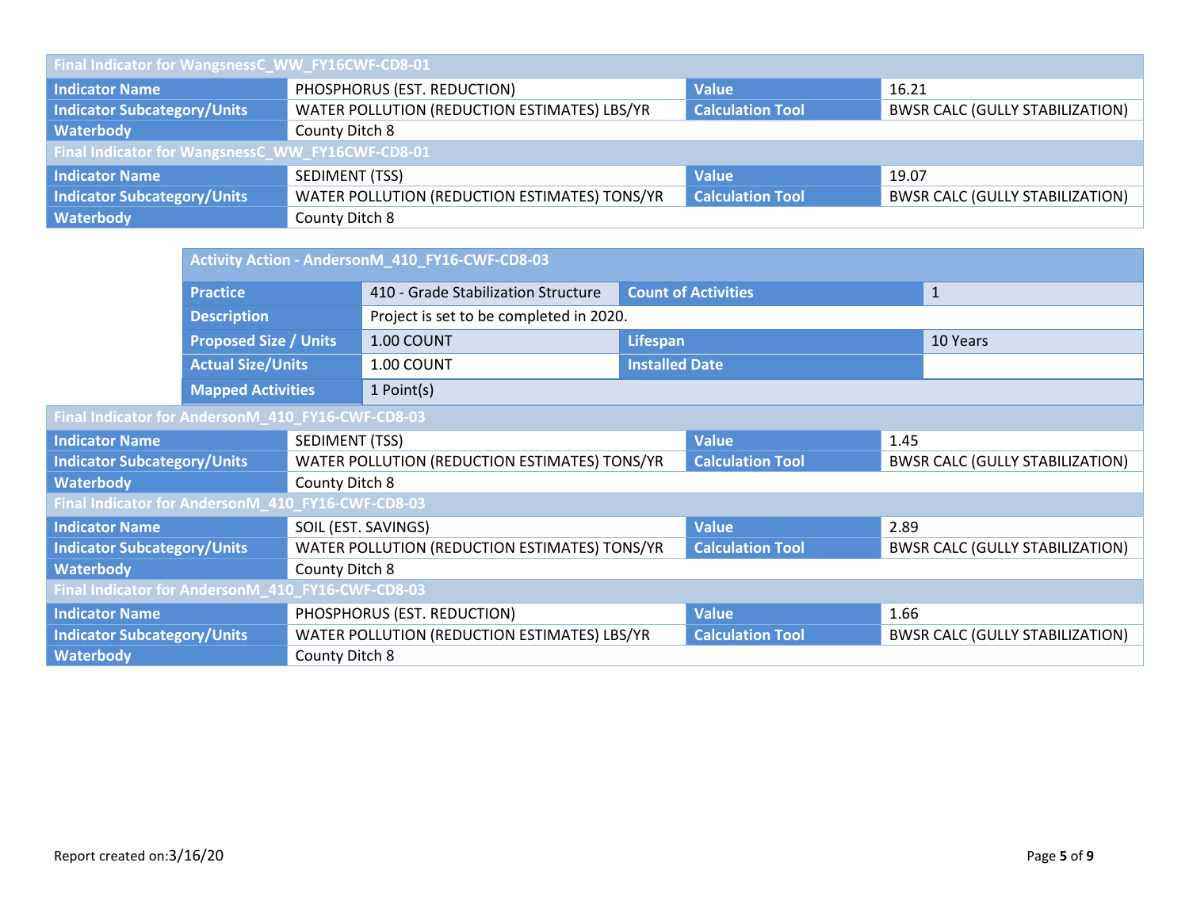| Final Indicator for WangsnessC_WW_FY16CWF-CD8-01 | | | |
|---|---|---|---|
| **Indicator Name** | PHOSPHORUS (EST. REDUCTION) | **Value** | 16.21 |
| **Indicator Subcategory/Units** | WATER POLLUTION (REDUCTION ESTIMATES) LBS/YR | **Calculation Tool** | BWSR CALC (GULLY STABILIZATION) |
| **Waterbody** | County Ditch 8 | | |

| Final Indicator for WangsnessC_WW_FY16CWF-CD8-01 | | | |
|---|---|---|---|
| **Indicator Name** | SEDIMENT (TSS) | **Value** | 19.07 |
| **Indicator Subcategory/Units** | WATER POLLUTION (REDUCTION ESTIMATES) TONS/YR | **Calculation Tool** | BWSR CALC (GULLY STABILIZATION) |
| **Waterbody** | County Ditch 8 | | |

| Activity Action - AndersonM_410_FY16-CWF-CD8-03 | | | |
|---|---|---|---|
| **Practice** | 410 - Grade Stabilization Structure | **Count of Activities** | 1 |
| **Description** | Project is set to be completed in 2020. | | |
| **Proposed Size / Units** | 1.00 COUNT | **Lifespan** | 10 Years |
| **Actual Size/Units** | 1.00 COUNT | **Installed Date** | |
| **Mapped Activities** | 1 Point(s) | | |

| Final Indicator for AndersonM_410_FY16-CWF-CD8-03 | | | |
|---|---|---|---|
| **Indicator Name** | SEDIMENT (TSS) | **Value** | 1.45 |
| **Indicator Subcategory/Units** | WATER POLLUTION (REDUCTION ESTIMATES) TONS/YR | **Calculation Tool** | BWSR CALC (GULLY STABILIZATION) |
| **Waterbody** | County Ditch 8 | | |

| Final Indicator for AndersonM_410_FY16-CWF-CD8-03 | | | |
|---|---|---|---|
| **Indicator Name** | SOIL (EST. SAVINGS) | **Value** | 2.89 |
| **Indicator Subcategory/Units** | WATER POLLUTION (REDUCTION ESTIMATES) TONS/YR | **Calculation Tool** | BWSR CALC (GULLY STABILIZATION) |
| **Waterbody** | County Ditch 8 | | |

| Final Indicator for AndersonM_410_FY16-CWF-CD8-03 | | | |
|---|---|---|---|
| **Indicator Name** | PHOSPHORUS (EST. REDUCTION) | **Value** | 1.66 |
| **Indicator Subcategory/Units** | WATER POLLUTION (REDUCTION ESTIMATES) LBS/YR | **Calculation Tool** | BWSR CALC (GULLY STABILIZATION) |
| **Waterbody** | County Ditch 8 | | |

Report created on:3/16/20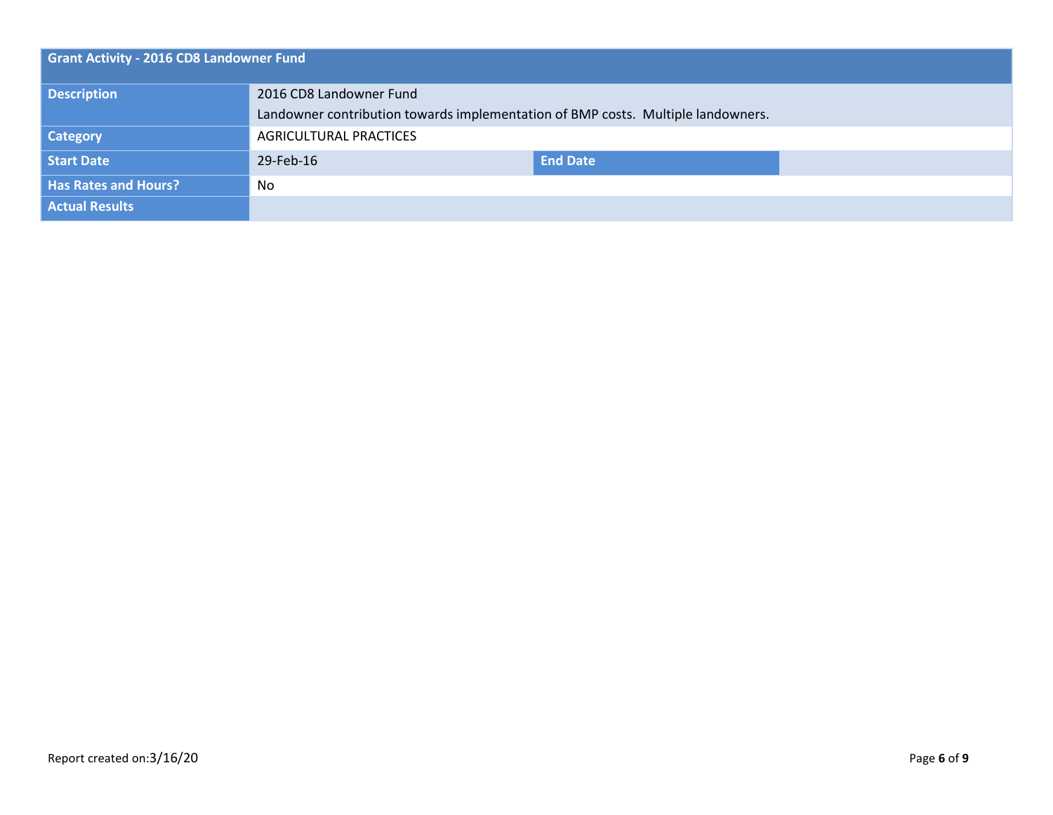| Grant Activity - 2016 CD8 Landowner Fund | | | |
|---|---|---|---|
| **Description** | 2016 CD8 Landowner Fund<br>Landowner contribution towards implementation of BMP costs. Multiple landowners. | | |
| **Category** | AGRICULTURAL PRACTICES | | |
| **Start Date** | 29-Feb-16 | **End Date** | |
| **Has Rates and Hours?** | No | | |
| **Actual Results** | | | |

Report created on:3/16/20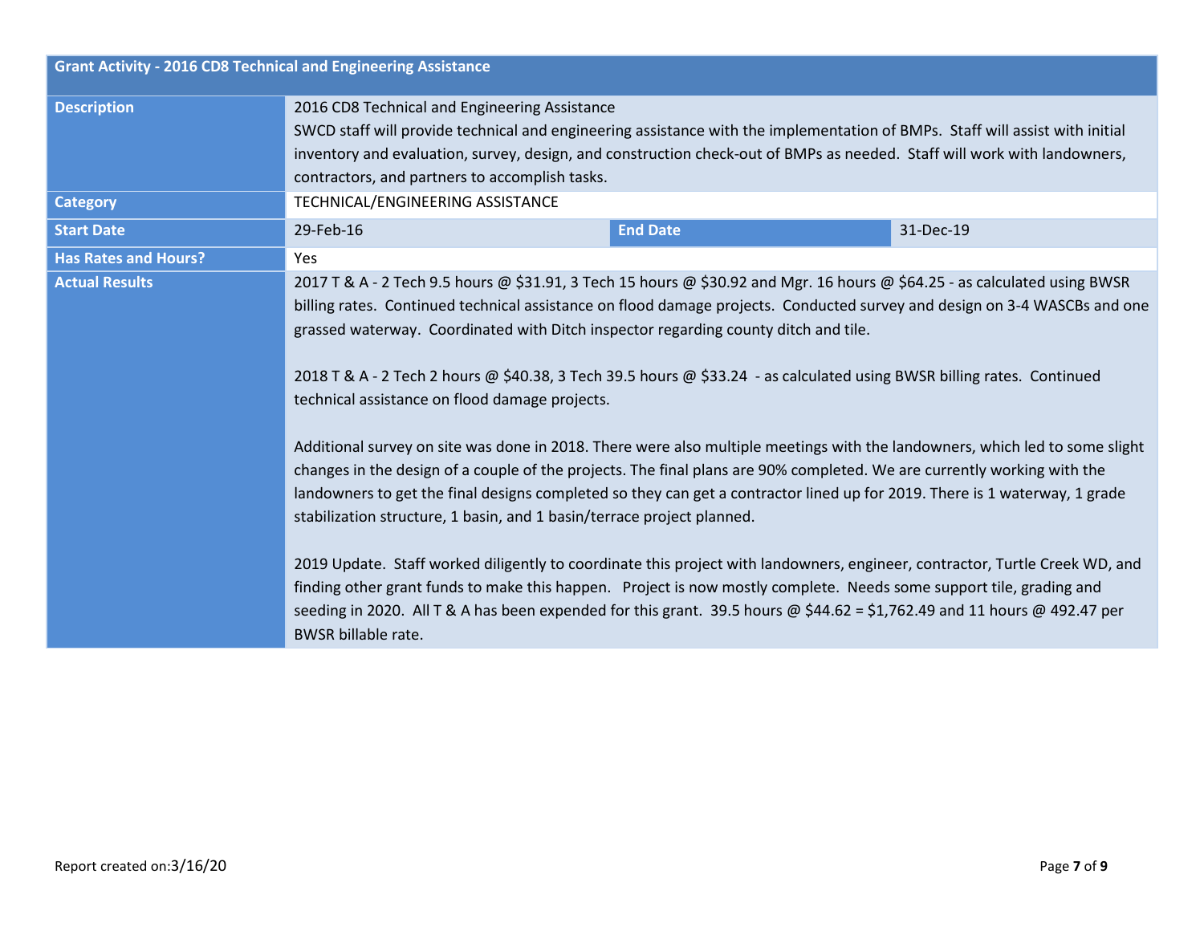| Grant Activity - 2016 CD8 Technical and Engineering Assistance | | | |
| --- | --- | --- | --- |
| **Description** | 2016 CD8 Technical and Engineering Assistance<br>SWCD staff will provide technical and engineering assistance with the implementation of BMPs. Staff will assist with initial inventory and evaluation, survey, design, and construction check-out of BMPs as needed. Staff will work with landowners, contractors, and partners to accomplish tasks. | | |
| **Category** | TECHNICAL/ENGINEERING ASSISTANCE | | |
| **Start Date** | 29-Feb-16 | **End Date** | 31-Dec-19 |
| **Has Rates and Hours?** | Yes | | |
| **Actual Results** | 2017 T & A - 2 Tech 9.5 hours @ $31.91, 3 Tech 15 hours @ $30.92 and Mgr. 16 hours @ $64.25 - as calculated using BWSR billing rates. Continued technical assistance on flood damage projects. Conducted survey and design on 3-4 WASCBs and one grassed waterway. Coordinated with Ditch inspector regarding county ditch and tile.<br><br>2018 T & A - 2 Tech 2 hours @ $40.38, 3 Tech 39.5 hours @ $33.24 - as calculated using BWSR billing rates. Continued technical assistance on flood damage projects.<br><br>Additional survey on site was done in 2018. There were also multiple meetings with the landowners, which led to some slight changes in the design of a couple of the projects. The final plans are 90% completed. We are currently working with the landowners to get the final designs completed so they can get a contractor lined up for 2019. There is 1 waterway, 1 grade stabilization structure, 1 basin, and 1 basin/terrace project planned.<br><br>2019 Update. Staff worked diligently to coordinate this project with landowners, engineer, contractor, Turtle Creek WD, and finding other grant funds to make this happen. Project is now mostly complete. Needs some support tile, grading and seeding in 2020. All T & A has been expended for this grant. 39.5 hours @ $44.62 = $1,762.49 and 11 hours @ 492.47 per BWSR billable rate. | | |

Report created on:3/16/20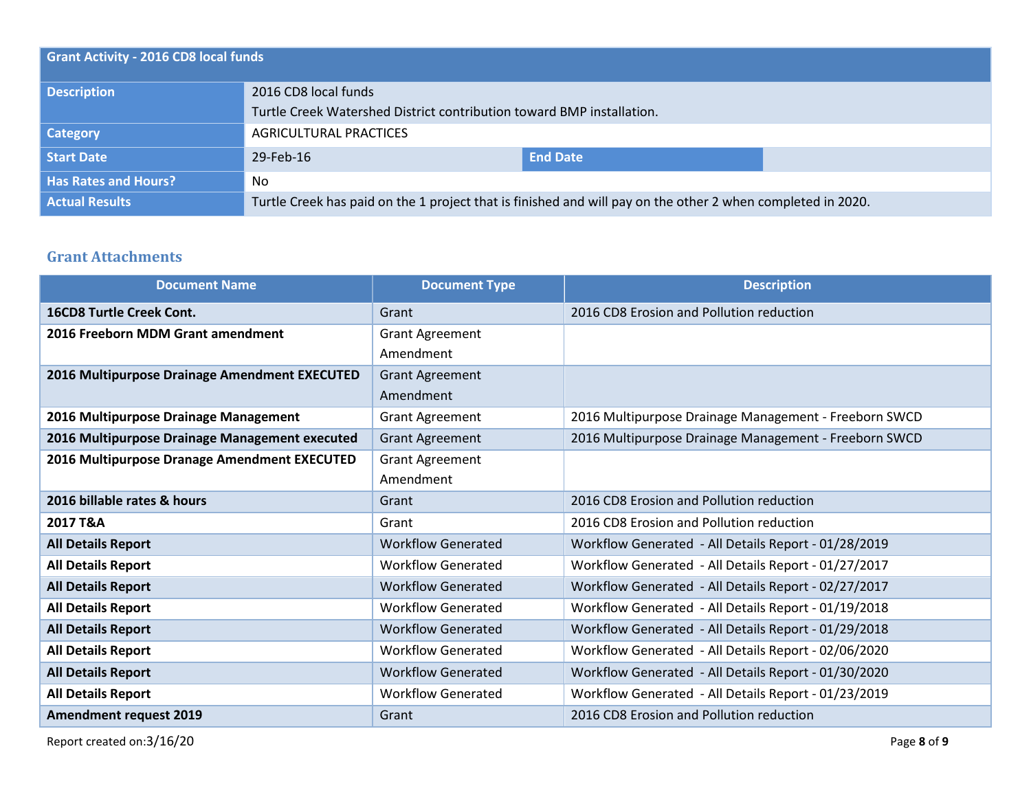| Grant Activity - 2016 CD8 local funds | | | |
|---|---|---|---|
| **Description** | 2016 CD8 local funds<br>Turtle Creek Watershed District contribution toward BMP installation. | | |
| **Category** | AGRICULTURAL PRACTICES | | |
| **Start Date** | 29-Feb-16 | **End Date** | |
| **Has Rates and Hours?** | No | | |
| **Actual Results** | Turtle Creek has paid on the 1 project that is finished and will pay on the other 2 when completed in 2020. | | |

## Grant Attachments

| Document Name | Document Type | Description |
|---|---|---|
| **16CD8 Turtle Creek Cont.** | Grant | 2016 CD8 Erosion and Pollution reduction |
| **2016 Freeborn MDM Grant amendment** | Grant Agreement Amendment | |
| **2016 Multipurpose Drainage Amendment EXECUTED** | Grant Agreement Amendment | |
| **2016 Multipurpose Drainage Management** | Grant Agreement | 2016 Multipurpose Drainage Management - Freeborn SWCD |
| **2016 Multipurpose Drainage Management executed** | Grant Agreement | 2016 Multipurpose Drainage Management - Freeborn SWCD |
| **2016 Multipurpose Dranage Amendment EXECUTED** | Grant Agreement Amendment | |
| **2016 billable rates & hours** | Grant | 2016 CD8 Erosion and Pollution reduction |
| **2017 T&A** | Grant | 2016 CD8 Erosion and Pollution reduction |
| **All Details Report** | Workflow Generated | Workflow Generated - All Details Report - 01/28/2019 |
| **All Details Report** | Workflow Generated | Workflow Generated - All Details Report - 01/27/2017 |
| **All Details Report** | Workflow Generated | Workflow Generated - All Details Report - 02/27/2017 |
| **All Details Report** | Workflow Generated | Workflow Generated - All Details Report - 01/19/2018 |
| **All Details Report** | Workflow Generated | Workflow Generated - All Details Report - 01/29/2018 |
| **All Details Report** | Workflow Generated | Workflow Generated - All Details Report - 02/06/2020 |
| **All Details Report** | Workflow Generated | Workflow Generated - All Details Report - 01/30/2020 |
| **All Details Report** | Workflow Generated | Workflow Generated - All Details Report - 01/23/2019 |
| **Amendment request 2019** | Grant | 2016 CD8 Erosion and Pollution reduction |

Report created on:3/16/20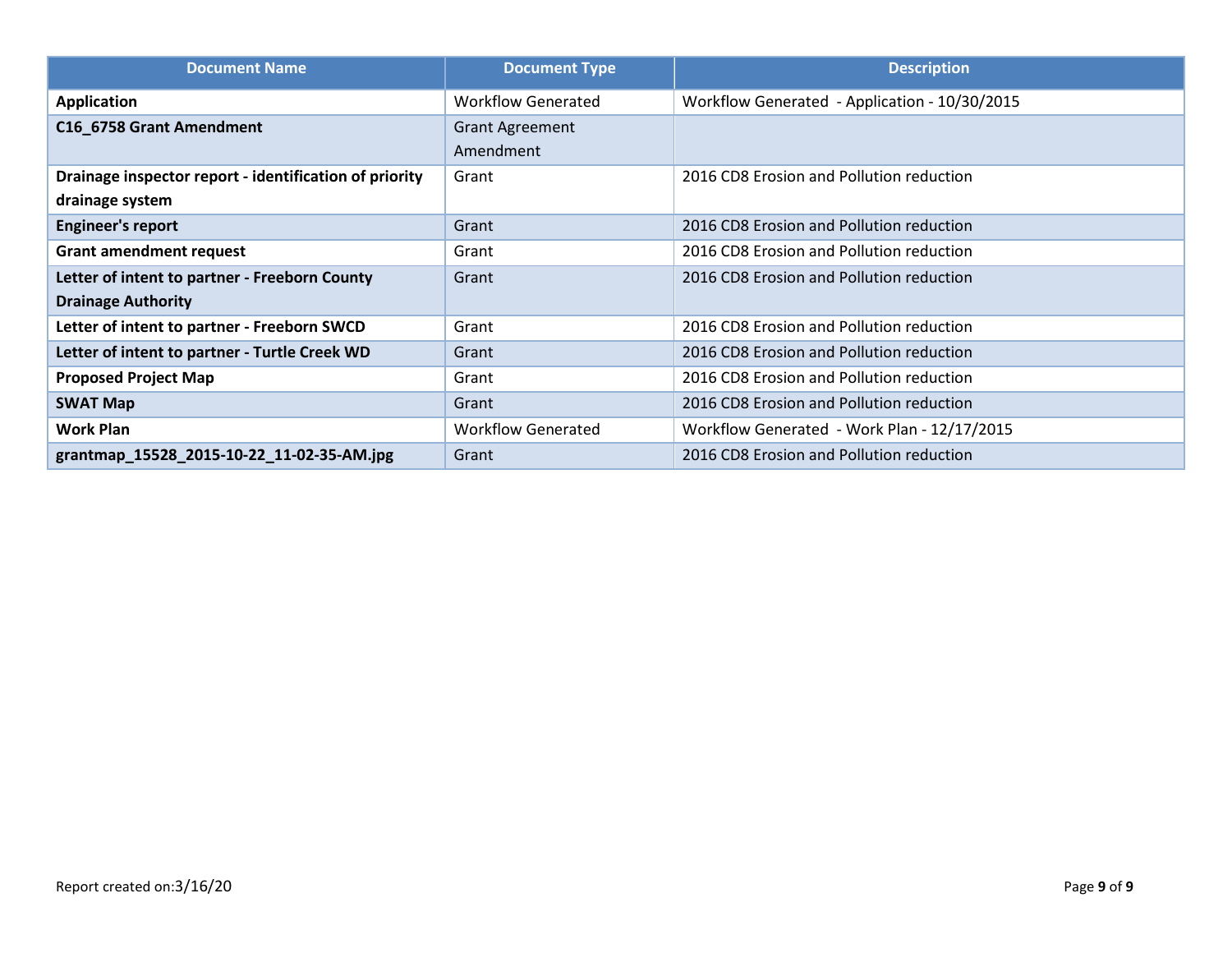| Document Name | Document Type | Description |
|---|---|---|
| **Application** | Workflow Generated | Workflow Generated - Application - 10/30/2015 |
| **C16_6758 Grant Amendment** | Grant Agreement Amendment | |
| **Drainage inspector report - identification of priority drainage system** | Grant | 2016 CD8 Erosion and Pollution reduction |
| **Engineer's report** | Grant | 2016 CD8 Erosion and Pollution reduction |
| **Grant amendment request** | Grant | 2016 CD8 Erosion and Pollution reduction |
| **Letter of intent to partner - Freeborn County Drainage Authority** | Grant | 2016 CD8 Erosion and Pollution reduction |
| **Letter of intent to partner - Freeborn SWCD** | Grant | 2016 CD8 Erosion and Pollution reduction |
| **Letter of intent to partner - Turtle Creek WD** | Grant | 2016 CD8 Erosion and Pollution reduction |
| **Proposed Project Map** | Grant | 2016 CD8 Erosion and Pollution reduction |
| **SWAT Map** | Grant | 2016 CD8 Erosion and Pollution reduction |
| **Work Plan** | Workflow Generated | Workflow Generated - Work Plan - 12/17/2015 |
| **grantmap_15528_2015-10-22_11-02-35-AM.jpg** | Grant | 2016 CD8 Erosion and Pollution reduction |

Report created on:3/16/20